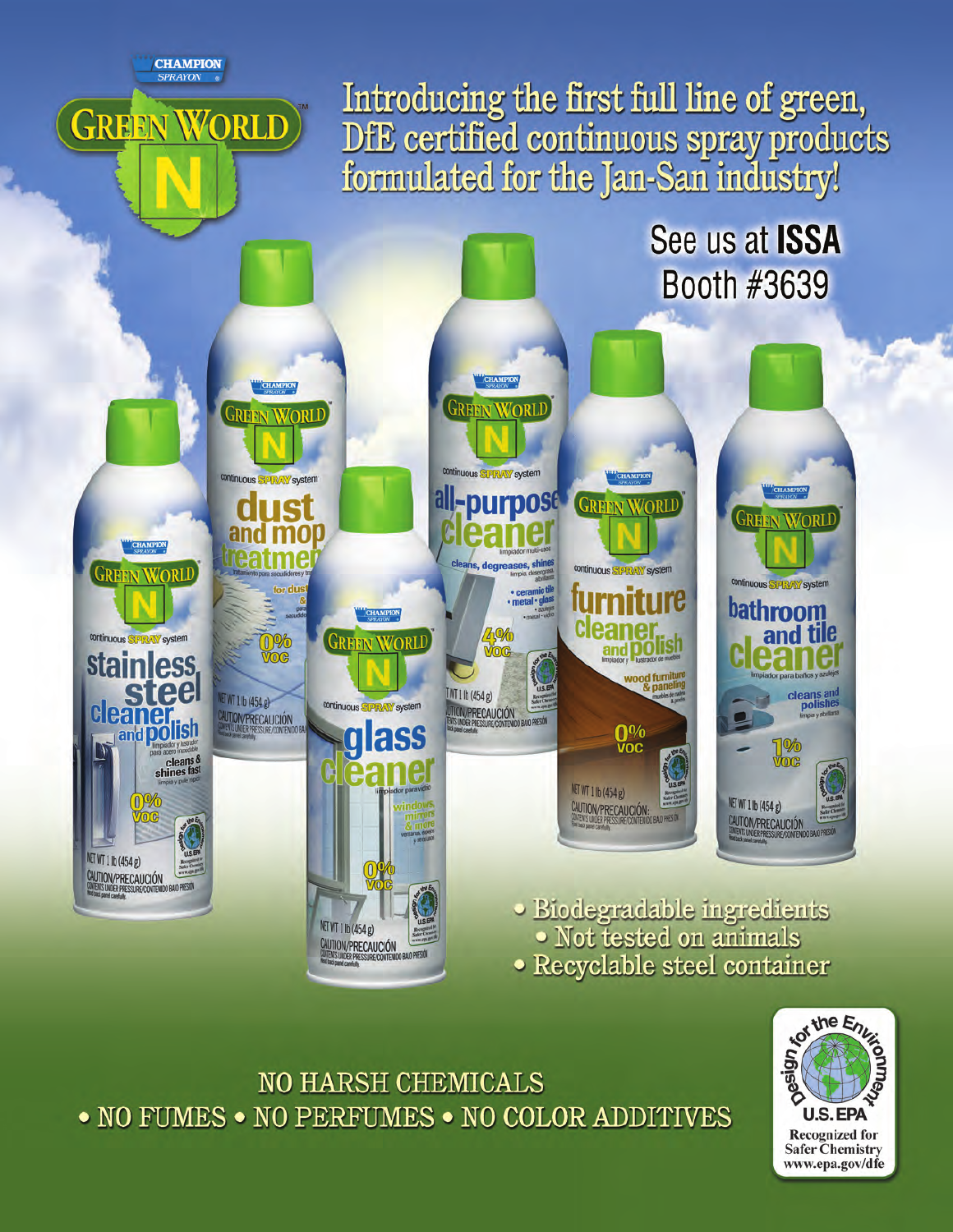CHAMPION SPRAYON

# GREEN WORLD

## Introducing the first full line of green, DfE certified continuous spray products formulated for the Jan-San industry!

See us at **ISSA** Booth #3639

- Biodegradable ingredients
- Not tested on animals
- Recyclable steel container

NO HARSH CHEMICALS
• NO FUMES • NO PERFUMES • NO COLOR ADDITIVES

Design for the Environment
U.S. EPA
Recognized for Safer Chemistry
www.epa.gov/dfe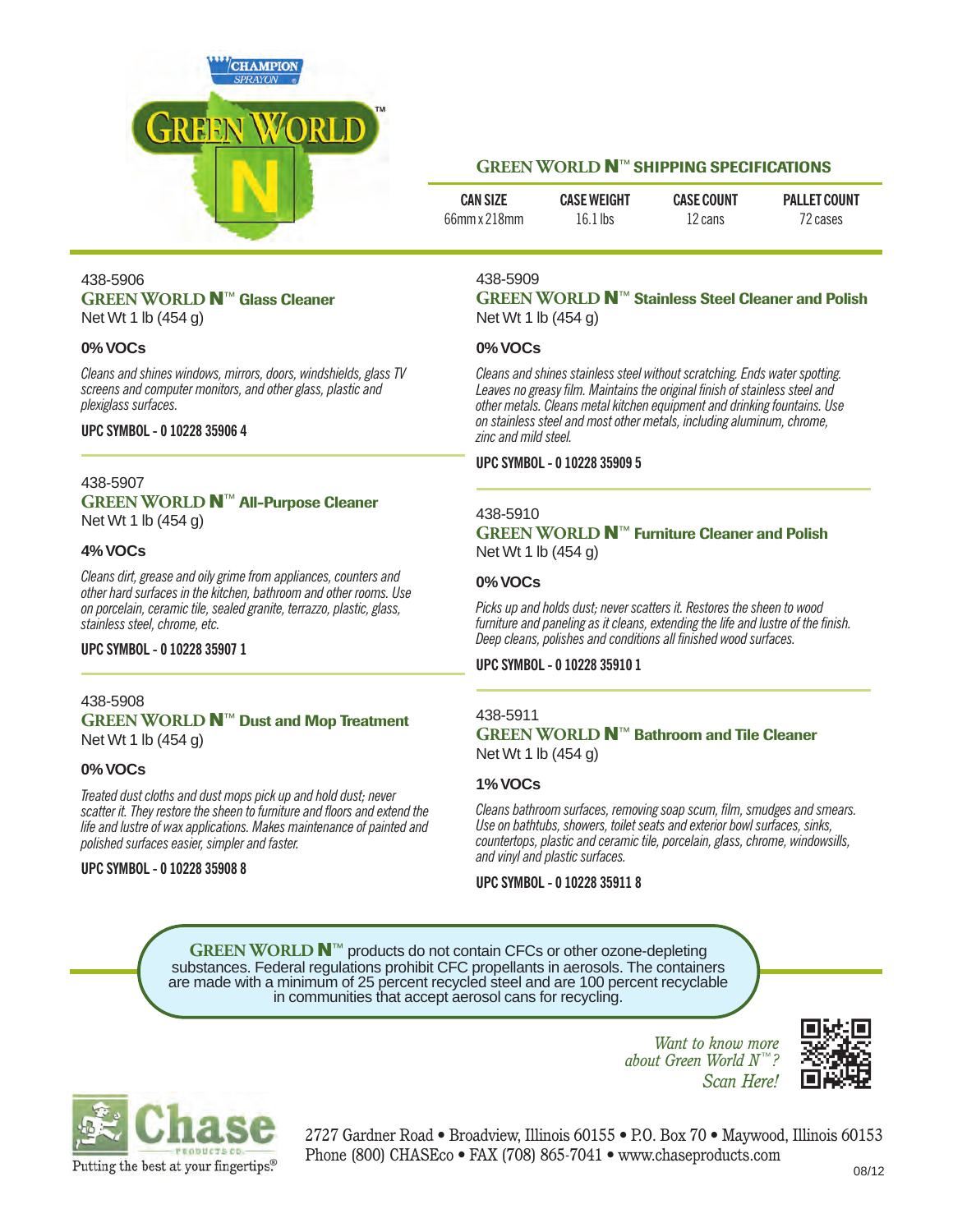CHAMPION SPRAYON®

GREEN WORLD N™

## GREEN WORLD N™ SHIPPING SPECIFICATIONS

| CAN SIZE | CASE WEIGHT | CASE COUNT | PALLET COUNT |
|---|---|---|---|
| 66mm x 218mm | 16.1 lbs | 12 cans | 72 cases |

438-5906

### GREEN WORLD N™ Glass Cleaner

Net Wt 1 lb (454 g)

**0% VOCs**

*Cleans and shines windows, mirrors, doors, windshields, glass TV screens and computer monitors, and other glass, plastic and plexiglass surfaces.*

**UPC SYMBOL - 0 10228 35906 4**

438-5907

### GREEN WORLD N™ All-Purpose Cleaner

Net Wt 1 lb (454 g)

**4% VOCs**

*Cleans dirt, grease and oily grime from appliances, counters and other hard surfaces in the kitchen, bathroom and other rooms. Use on porcelain, ceramic tile, sealed granite, terrazzo, plastic, glass, stainless steel, chrome, etc.*

**UPC SYMBOL - 0 10228 35907 1**

438-5908

### GREEN WORLD N™ Dust and Mop Treatment

Net Wt 1 lb (454 g)

**0% VOCs**

*Treated dust cloths and dust mops pick up and hold dust; never scatter it. They restore the sheen to furniture and floors and extend the life and lustre of wax applications. Makes maintenance of painted and polished surfaces easier, simpler and faster.*

**UPC SYMBOL - 0 10228 35908 8**

438-5909

### GREEN WORLD N™ Stainless Steel Cleaner and Polish

Net Wt 1 lb (454 g)

**0% VOCs**

*Cleans and shines stainless steel without scratching. Ends water spotting. Leaves no greasy film. Maintains the original finish of stainless steel and other metals. Cleans metal kitchen equipment and drinking fountains. Use on stainless steel and most other metals, including aluminum, chrome, zinc and mild steel.*

**UPC SYMBOL - 0 10228 35909 5**

438-5910

### GREEN WORLD N™ Furniture Cleaner and Polish

Net Wt 1 lb (454 g)

**0% VOCs**

*Picks up and holds dust; never scatters it. Restores the sheen to wood furniture and paneling as it cleans, extending the life and lustre of the finish. Deep cleans, polishes and conditions all finished wood surfaces.*

**UPC SYMBOL - 0 10228 35910 1**

438-5911

### GREEN WORLD N™ Bathroom and Tile Cleaner

Net Wt 1 lb (454 g)

**1% VOCs**

*Cleans bathroom surfaces, removing soap scum, film, smudges and smears. Use on bathtubs, showers, toilet seats and exterior bowl surfaces, sinks, countertops, plastic and ceramic tile, porcelain, glass, chrome, windowsills, and vinyl and plastic surfaces.*

**UPC SYMBOL - 0 10228 35911 8**

**GREEN WORLD N™** products do not contain CFCs or other ozone-depleting substances. Federal regulations prohibit CFC propellants in aerosols. The containers are made with a minimum of 25 percent recycled steel and are 100 percent recyclable in communities that accept aerosol cans for recycling.

*Want to know more about Green World N™? Scan Here!*

Chase Products Co.
Putting the best at your fingertips®

2727 Gardner Road • Broadview, Illinois 60155 • P.O. Box 70 • Maywood, Illinois 60153
Phone (800) CHASEco • FAX (708) 865-7041 • www.chaseproducts.com

08/12